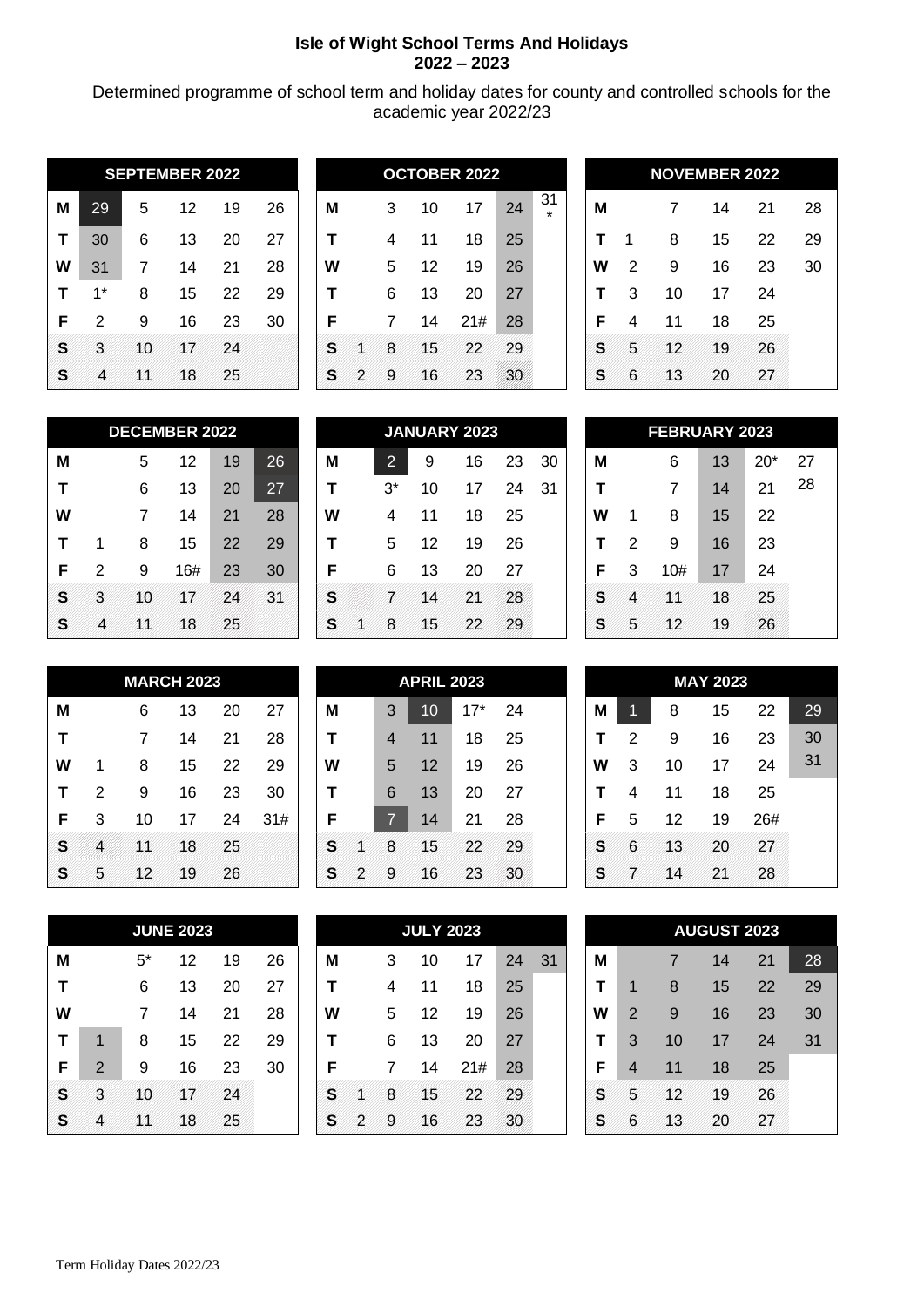**Isle of Wight School Terms And Holidays**
**2022 – 2023**

Determined programme of school term and holiday dates for county and controlled schools for the academic year 2022/23

**SEPTEMBER 2022**

| | | | | | |
|---|---|---|---|---|---|
| M | 29 | 5 | 12 | 19 | 26 |
| T | 30 | 6 | 13 | 20 | 27 |
| W | 31 | 7 | 14 | 21 | 28 |
| T | 1* | 8 | 15 | 22 | 29 |
| F | 2 | 9 | 16 | 23 | 30 |
| S | 3 | 10 | 17 | 24 | |
| S | 4 | 11 | 18 | 25 | |

**OCTOBER 2022**

| | | | | | | |
|---|---|---|---|---|---|---|
| M | | 3 | 10 | 17 | 24 | 31* |
| T | | 4 | 11 | 18 | 25 | |
| W | | 5 | 12 | 19 | 26 | |
| T | | 6 | 13 | 20 | 27 | |
| F | | 7 | 14 | 21# | 28 | |
| S | 1 | 8 | 15 | 22 | 29 | |
| S | 2 | 9 | 16 | 23 | 30 | |

**NOVEMBER 2022**

| | | | | | |
|---|---|---|---|---|---|
| M | | 7 | 14 | 21 | 28 |
| T | 1 | 8 | 15 | 22 | 29 |
| W | 2 | 9 | 16 | 23 | 30 |
| T | 3 | 10 | 17 | 24 | |
| F | 4 | 11 | 18 | 25 | |
| S | 5 | 12 | 19 | 26 | |
| S | 6 | 13 | 20 | 27 | |

**DECEMBER 2022**

| | | | | | |
|---|---|---|---|---|---|
| M | | 5 | 12 | 19 | 26 |
| T | | 6 | 13 | 20 | 27 |
| W | | 7 | 14 | 21 | 28 |
| T | 1 | 8 | 15 | 22 | 29 |
| F | 2 | 9 | 16# | 23 | 30 |
| S | 3 | 10 | 17 | 24 | 31 |
| S | 4 | 11 | 18 | 25 | |

**JANUARY 2023**

| | | | | | | |
|---|---|---|---|---|---|---|
| M | | 2 | 9 | 16 | 23 | 30 |
| T | | 3* | 10 | 17 | 24 | 31 |
| W | | 4 | 11 | 18 | 25 | |
| T | | 5 | 12 | 19 | 26 | |
| F | | 6 | 13 | 20 | 27 | |
| S | | 7 | 14 | 21 | 28 | |
| S | 1 | 8 | 15 | 22 | 29 | |

**FEBRUARY 2023**

| | | | | | |
|---|---|---|---|---|---|
| M | | 6 | 13 | 20* | 27 |
| T | | 7 | 14 | 21 | 28 |
| W | 1 | 8 | 15 | 22 | |
| T | 2 | 9 | 16 | 23 | |
| F | 3 | 10# | 17 | 24 | |
| S | 4 | 11 | 18 | 25 | |
| S | 5 | 12 | 19 | 26 | |

**MARCH 2023**

| | | | | | |
|---|---|---|---|---|---|
| M | | 6 | 13 | 20 | 27 |
| T | | 7 | 14 | 21 | 28 |
| W | 1 | 8 | 15 | 22 | 29 |
| T | 2 | 9 | 16 | 23 | 30 |
| F | 3 | 10 | 17 | 24 | 31# |
| S | 4 | 11 | 18 | 25 | |
| S | 5 | 12 | 19 | 26 | |

**APRIL 2023**

| | | | | | |
|---|---|---|---|---|---|
| M | | 3 | 10 | 17* | 24 |
| T | | 4 | 11 | 18 | 25 |
| W | | 5 | 12 | 19 | 26 |
| T | | 6 | 13 | 20 | 27 |
| F | | 7 | 14 | 21 | 28 |
| S | 1 | 8 | 15 | 22 | 29 |
| S | 2 | 9 | 16 | 23 | 30 |

**MAY 2023**

| | | | | | |
|---|---|---|---|---|---|
| M | 1 | 8 | 15 | 22 | 29 |
| T | 2 | 9 | 16 | 23 | 30 |
| W | 3 | 10 | 17 | 24 | 31 |
| T | 4 | 11 | 18 | 25 | |
| F | 5 | 12 | 19 | 26# | |
| S | 6 | 13 | 20 | 27 | |
| S | 7 | 14 | 21 | 28 | |

**JUNE 2023**

| | | | | | |
|---|---|---|---|---|---|
| M | | 5* | 12 | 19 | 26 |
| T | | 6 | 13 | 20 | 27 |
| W | | 7 | 14 | 21 | 28 |
| T | 1 | 8 | 15 | 22 | 29 |
| F | 2 | 9 | 16 | 23 | 30 |
| S | 3 | 10 | 17 | 24 | |
| S | 4 | 11 | 18 | 25 | |

**JULY 2023**

| | | | | | | |
|---|---|---|---|---|---|---|
| M | | 3 | 10 | 17 | 24 | 31 |
| T | | 4 | 11 | 18 | 25 | |
| W | | 5 | 12 | 19 | 26 | |
| T | | 6 | 13 | 20 | 27 | |
| F | | 7 | 14 | 21# | 28 | |
| S | 1 | 8 | 15 | 22 | 29 | |
| S | 2 | 9 | 16 | 23 | 30 | |

**AUGUST 2023**

| | | | | | |
|---|---|---|---|---|---|
| M | | 7 | 14 | 21 | 28 |
| T | 1 | 8 | 15 | 22 | 29 |
| W | 2 | 9 | 16 | 23 | 30 |
| T | 3 | 10 | 17 | 24 | 31 |
| F | 4 | 11 | 18 | 25 | |
| S | 5 | 12 | 19 | 26 | |
| S | 6 | 13 | 20 | 27 | |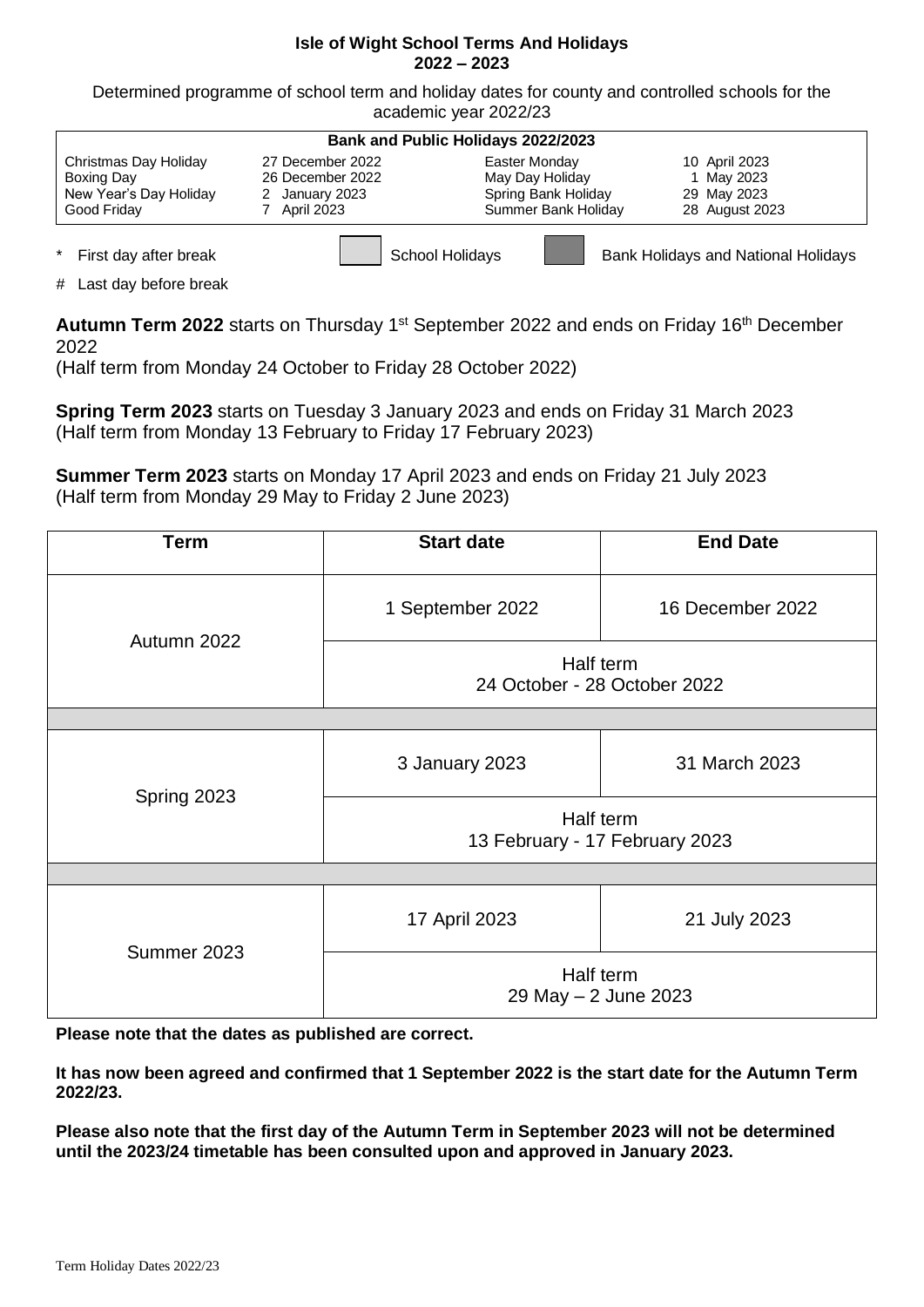**Isle of Wight School Terms And Holidays**
**2022 – 2023**

Determined programme of school term and holiday dates for county and controlled schools for the academic year 2022/23

| Bank and Public Holidays 2022/2023 | | | |
|---|---|---|---|
| Christmas Day Holiday | 27 December 2022 | Easter Monday | 10 April 2023 |
| Boxing Day | 26 December 2022 | May Day Holiday | 1 May 2023 |
| New Year's Day Holiday | 2 January 2023 | Spring Bank Holiday | 29 May 2023 |
| Good Friday | 7 April 2023 | Summer Bank Holiday | 28 August 2023 |

\* First day after break — School Holidays — Bank Holidays and National Holidays

# Last day before break

**Autumn Term 2022** starts on Thursday 1st September 2022 and ends on Friday 16th December 2022
(Half term from Monday 24 October to Friday 28 October 2022)

**Spring Term 2023** starts on Tuesday 3 January 2023 and ends on Friday 31 March 2023
(Half term from Monday 13 February to Friday 17 February 2023)

**Summer Term 2023** starts on Monday 17 April 2023 and ends on Friday 21 July 2023
(Half term from Monday 29 May to Friday 2 June 2023)

| Term | Start date | End Date |
|---|---|---|
| Autumn 2022 | 1 September 2022 | 16 December 2022 |
| | Half term 24 October - 28 October 2022 | |
| | | |
| Spring 2023 | 3 January 2023 | 31 March 2023 |
| | Half term 13 February - 17 February 2023 | |
| | | |
| Summer 2023 | 17 April 2023 | 21 July 2023 |
| | Half term 29 May – 2 June 2023 | |

**Please note that the dates as published are correct.**

**It has now been agreed and confirmed that 1 September 2022 is the start date for the Autumn Term 2022/23.**

**Please also note that the first day of the Autumn Term in September 2023 will not be determined until the 2023/24 timetable has been consulted upon and approved in January 2023.**